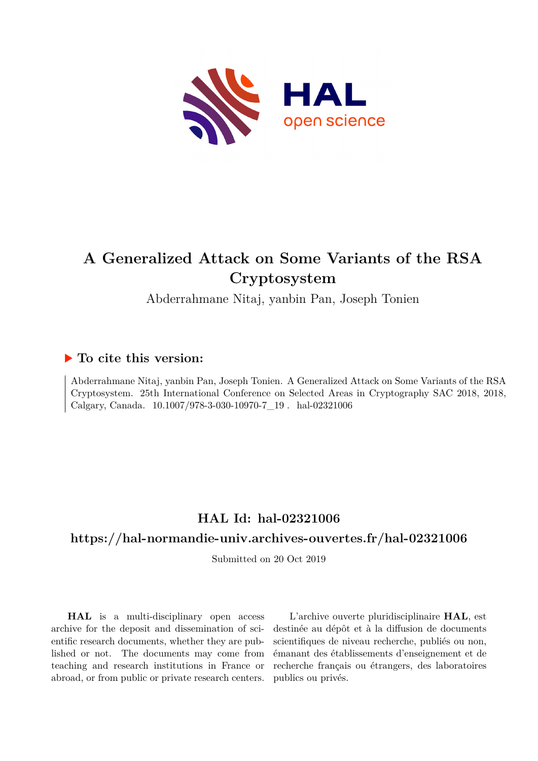# A Generalized Attack on Some Variants of the RSA Cryptosystem

Abderrahmane Nitaj, yanbin Pan, Joseph Tonien

## ▶ To cite this version:

Abderrahmane Nitaj, yanbin Pan, Joseph Tonien. A Generalized Attack on Some Variants of the RSA Cryptosystem. 25th International Conference on Selected Areas in Cryptography SAC 2018, 2018, Calgary, Canada. 10.1007/978-3-030-10970-7_19. hal-02321006

## HAL Id: hal-02321006

## https://hal-normandie-univ.archives-ouvertes.fr/hal-02321006

Submitted on 20 Oct 2019

**HAL** is a multi-disciplinary open access archive for the deposit and dissemination of scientific research documents, whether they are published or not. The documents may come from teaching and research institutions in France or abroad, or from public or private research centers.

L'archive ouverte pluridisciplinaire **HAL**, est destinée au dépôt et à la diffusion de documents scientifiques de niveau recherche, publiés ou non, émanant des établissements d'enseignement et de recherche français ou étrangers, des laboratoires publics ou privés.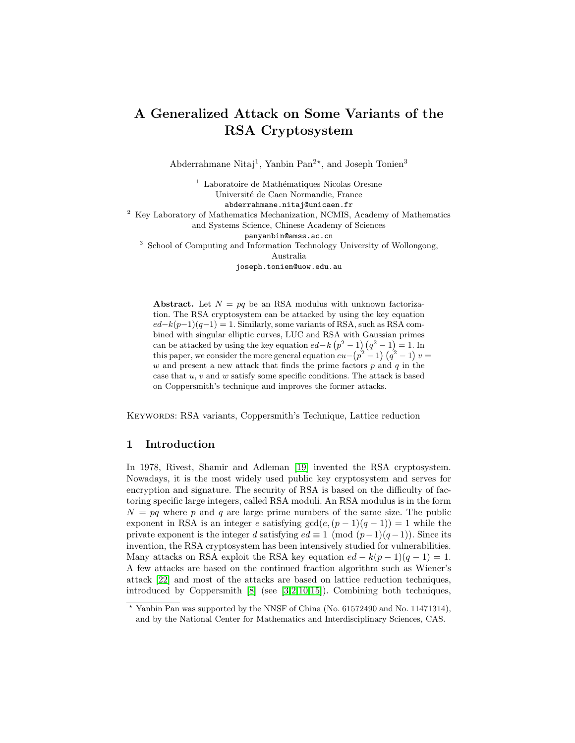# A Generalized Attack on Some Variants of the RSA Cryptosystem

Abderrahmane Nitaj[1], Yanbin Pan[2⋆], and Joseph Tonien[3]

[1] Laboratoire de Mathématiques Nicolas Oresme
Université de Caen Normandie, France
abderrahmane.nitaj@unicaen.fr

[2] Key Laboratory of Mathematics Mechanization, NCMIS, Academy of Mathematics and Systems Science, Chinese Academy of Sciences
panyanbin@amss.ac.cn

[3] School of Computing and Information Technology University of Wollongong, Australia
joseph.tonien@uow.edu.au

**Abstract.** Let $N = pq$ be an RSA modulus with unknown factorization. The RSA cryptosystem can be attacked by using the key equation $ed-k(p-1)(q-1) = 1$. Similarly, some variants of RSA, such as RSA combined with singular elliptic curves, LUC and RSA with Gaussian primes can be attacked by using the key equation $ed-k\left(p^2-1\right)\left(q^2-1\right) = 1$. In this paper, we consider the more general equation $eu-\left(p^2-1\right)\left(q^2-1\right)v = w$ and present a new attack that finds the prime factors $p$ and $q$ in the case that $u$, $v$ and $w$ satisfy some specific conditions. The attack is based on Coppersmith's technique and improves the former attacks.

Keywords: RSA variants, Coppersmith's Technique, Lattice reduction

## 1 Introduction

In 1978, Rivest, Shamir and Adleman [19] invented the RSA cryptosystem. Nowadays, it is the most widely used public key cryptosystem and serves for encryption and signature. The security of RSA is based on the difficulty of factoring specific large integers, called RSA moduli. An RSA modulus is in the form $N = pq$ where $p$ and $q$ are large prime numbers of the same size. The public exponent in RSA is an integer $e$ satisfying $\gcd(e,(p-1)(q-1)) = 1$ while the private exponent is the integer $d$ satisfying $ed \equiv 1 \pmod{(p-1)(q-1)}$. Since its invention, the RSA cryptosystem has been intensively studied for vulnerabilities. Many attacks on RSA exploit the RSA key equation $ed-k(p-1)(q-1) = 1$. A few attacks are based on the continued fraction algorithm such as Wiener's attack [22] and most of the attacks are based on lattice reduction techniques, introduced by Coppersmith [8] (see [3,2,10,15]). Combining both techniques,

⋆ Yanbin Pan was supported by the NNSF of China (No. 61572490 and No. 11471314), and by the National Center for Mathematics and Interdisciplinary Sciences, CAS.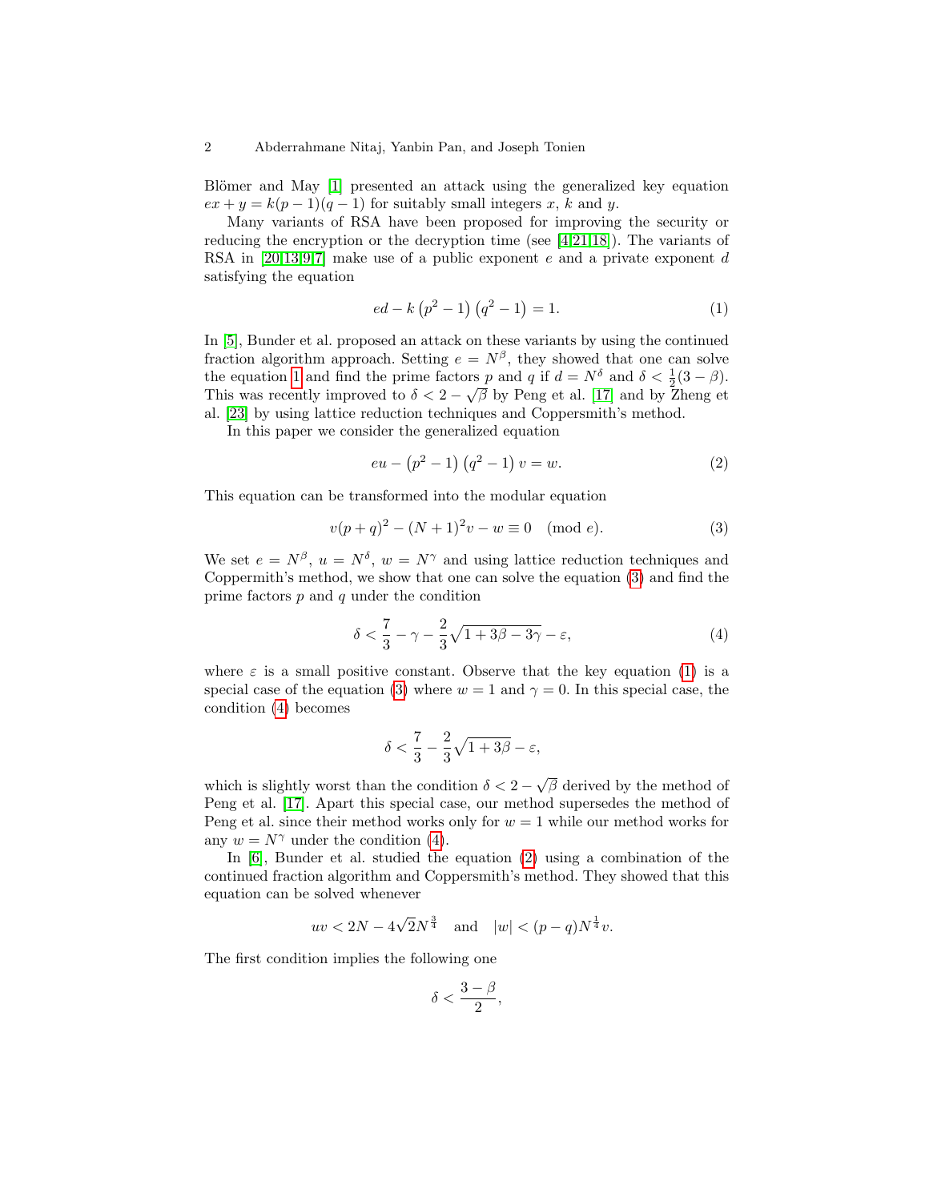Blömer and May [1] presented an attack using the generalized key equation $ex + y = k(p-1)(q-1)$ for suitably small integers $x$, $k$ and $y$.

Many variants of RSA have been proposed for improving the security or reducing the encryption or the decryption time (see [4,21,18]). The variants of RSA in [20,13,9,7] make use of a public exponent $e$ and a private exponent $d$ satisfying the equation

$$ed - k\left(p^2-1\right)\left(q^2-1\right) = 1. \tag{1}$$

In [5], Bunder et al. proposed an attack on these variants by using the continued fraction algorithm approach. Setting $e = N^\beta$, they showed that one can solve the equation 1 and find the prime factors $p$ and $q$ if $d = N^\delta$ and $\delta < \frac{1}{2}(3-\beta)$. This was recently improved to $\delta < 2 - \sqrt{\beta}$ by Peng et al. [17] and by Zheng et al. [23] by using lattice reduction techniques and Coppersmith's method.

In this paper we consider the generalized equation

$$eu - \left(p^2-1\right)\left(q^2-1\right)v = w. \tag{2}$$

This equation can be transformed into the modular equation

$$v(p+q)^2 - (N+1)^2 v - w \equiv 0 \pmod{e}. \tag{3}$$

We set $e = N^\beta$, $u = N^\delta$, $w = N^\gamma$ and using lattice reduction techniques and Coppermith's method, we show that one can solve the equation (3) and find the prime factors $p$ and $q$ under the condition

$$\delta < \frac{7}{3} - \gamma - \frac{2}{3}\sqrt{1 + 3\beta - 3\gamma} - \varepsilon, \tag{4}$$

where $\varepsilon$ is a small positive constant. Observe that the key equation (1) is a special case of the equation (3) where $w = 1$ and $\gamma = 0$. In this special case, the condition (4) becomes

$$\delta < \frac{7}{3} - \frac{2}{3}\sqrt{1 + 3\beta} - \varepsilon,$$

which is slightly worst than the condition $\delta < 2 - \sqrt{\beta}$ derived by the method of Peng et al. [17]. Apart this special case, our method supersedes the method of Peng et al. since their method works only for $w = 1$ while our method works for any $w = N^\gamma$ under the condition (4).

In [6], Bunder et al. studied the equation (2) using a combination of the continued fraction algorithm and Coppersmith's method. They showed that this equation can be solved whenever

$$uv < 2N - 4\sqrt{2}N^{\frac{3}{4}} \quad \text{and} \quad |w| < (p-q)N^{\frac{1}{4}}v.$$

The first condition implies the following one

$$\delta < \frac{3-\beta}{2},$$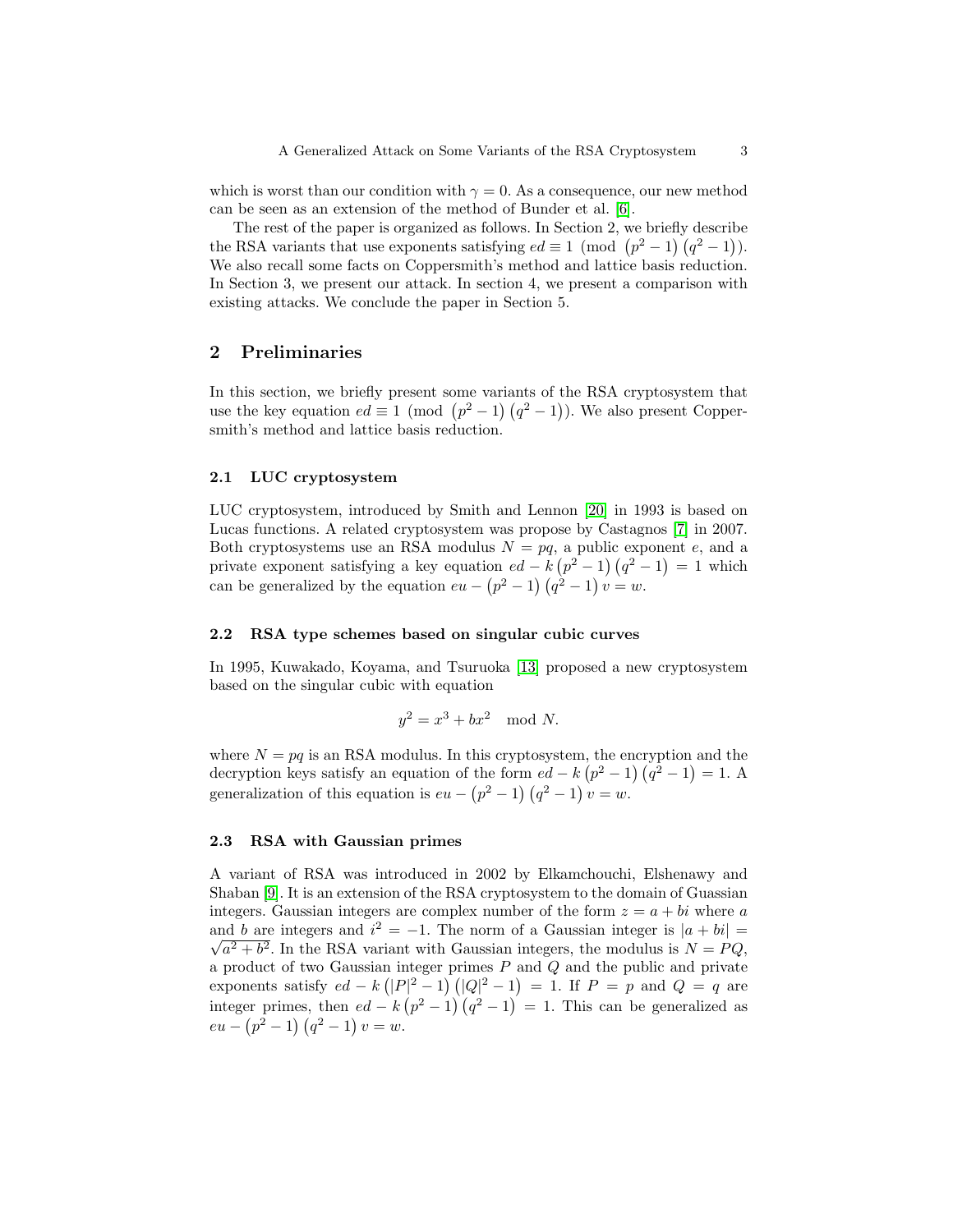which is worst than our condition with $\gamma = 0$. As a consequence, our new method can be seen as an extension of the method of Bunder et al. [6].

The rest of the paper is organized as follows. In Section 2, we briefly describe the RSA variants that use exponents satisfying $ed \equiv 1 \pmod{\left(p^2-1\right)\left(q^2-1\right)}$. We also recall some facts on Coppersmith's method and lattice basis reduction. In Section 3, we present our attack. In section 4, we present a comparison with existing attacks. We conclude the paper in Section 5.

## 2 Preliminaries

In this section, we briefly present some variants of the RSA cryptosystem that use the key equation $ed \equiv 1 \pmod{\left(p^2-1\right)\left(q^2-1\right)}$. We also present Coppersmith's method and lattice basis reduction.

### 2.1 LUC cryptosystem

LUC cryptosystem, introduced by Smith and Lennon [20] in 1993 is based on Lucas functions. A related cryptosystem was propose by Castagnos [7] in 2007. Both cryptosystems use an RSA modulus $N = pq$, a public exponent $e$, and a private exponent satisfying a key equation $ed - k\left(p^2-1\right)\left(q^2-1\right) = 1$ which can be generalized by the equation $eu - \left(p^2-1\right)\left(q^2-1\right)v = w$.

### 2.2 RSA type schemes based on singular cubic curves

In 1995, Kuwakado, Koyama, and Tsuruoka [13] proposed a new cryptosystem based on the singular cubic with equation

$$y^2 = x^3 + bx^2 \mod N.$$

where $N = pq$ is an RSA modulus. In this cryptosystem, the encryption and the decryption keys satisfy an equation of the form $ed - k\left(p^2-1\right)\left(q^2-1\right) = 1$. A generalization of this equation is $eu - \left(p^2-1\right)\left(q^2-1\right)v = w$.

### 2.3 RSA with Gaussian primes

A variant of RSA was introduced in 2002 by Elkamchouchi, Elshenawy and Shaban [9]. It is an extension of the RSA cryptosystem to the domain of Guassian integers. Gaussian integers are complex number of the form $z = a + bi$ where $a$ and $b$ are integers and $i^2 = -1$. The norm of a Gaussian integer is $|a+bi| = \sqrt{a^2+b^2}$. In the RSA variant with Gaussian integers, the modulus is $N = PQ$, a product of two Gaussian integer primes $P$ and $Q$ and the public and private exponents satisfy $ed - k\left(|P|^2-1\right)\left(|Q|^2-1\right) = 1$. If $P = p$ and $Q = q$ are integer primes, then $ed - k\left(p^2-1\right)\left(q^2-1\right) = 1$. This can be generalized as $eu - \left(p^2-1\right)\left(q^2-1\right)v = w$.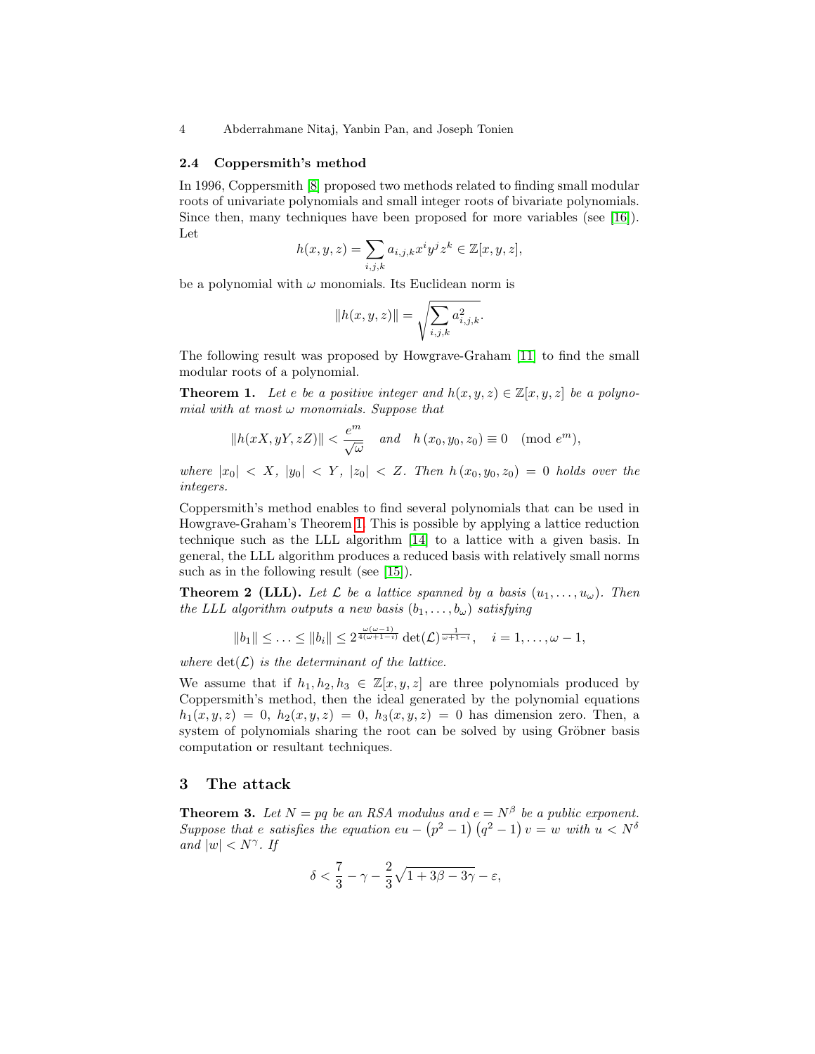### 2.4 Coppersmith's method

In 1996, Coppersmith [8] proposed two methods related to finding small modular roots of univariate polynomials and small integer roots of bivariate polynomials. Since then, many techniques have been proposed for more variables (see [16]). Let

$$h(x,y,z) = \sum_{i,j,k} a_{i,j,k} x^i y^j z^k \in \mathbb{Z}[x,y,z],$$

be a polynomial with $\omega$ monomials. Its Euclidean norm is

$$\|h(x,y,z)\| = \sqrt{\sum_{i,j,k} a_{i,j,k}^2}.$$

The following result was proposed by Howgrave-Graham [11] to find the small modular roots of a polynomial.

**Theorem 1.** *Let $e$ be a positive integer and $h(x,y,z) \in \mathbb{Z}[x,y,z]$ be a polynomial with at most $\omega$ monomials. Suppose that*

$$\|h(xX, yY, zZ)\| < \frac{e^m}{\sqrt{\omega}} \quad \text{and} \quad h(x_0, y_0, z_0) \equiv 0 \pmod{e^m},$$

*where $|x_0| < X$, $|y_0| < Y$, $|z_0| < Z$. Then $h(x_0, y_0, z_0) = 0$ holds over the integers.*

Coppersmith's method enables to find several polynomials that can be used in Howgrave-Graham's Theorem 1. This is possible by applying a lattice reduction technique such as the LLL algorithm [14] to a lattice with a given basis. In general, the LLL algorithm produces a reduced basis with relatively small norms such as in the following result (see [15]).

**Theorem 2 (LLL).** *Let $\mathcal{L}$ be a lattice spanned by a basis $(u_1, \ldots, u_\omega)$. Then the LLL algorithm outputs a new basis $(b_1, \ldots, b_\omega)$ satisfying*

$$\|b_1\| \leq \ldots \leq \|b_i\| \leq 2^{\frac{\omega(\omega-1)}{4(\omega+1-i)}} \det(\mathcal{L})^{\frac{1}{\omega+1-i}}, \quad i = 1, \ldots, \omega - 1,$$

*where $\det(\mathcal{L})$ is the determinant of the lattice.*

We assume that if $h_1, h_2, h_3 \in \mathbb{Z}[x,y,z]$ are three polynomials produced by Coppersmith's method, then the ideal generated by the polynomial equations $h_1(x,y,z) = 0$, $h_2(x,y,z) = 0$, $h_3(x,y,z) = 0$ has dimension zero. Then, a system of polynomials sharing the root can be solved by using Gröbner basis computation or resultant techniques.

## 3 The attack

**Theorem 3.** *Let $N = pq$ be an RSA modulus and $e = N^\beta$ be a public exponent. Suppose that $e$ satisfies the equation $eu - \left(p^2 - 1\right)\left(q^2 - 1\right)v = w$ with $u < N^\delta$ and $|w| < N^\gamma$. If*

$$\delta < \frac{7}{3} - \gamma - \frac{2}{3}\sqrt{1 + 3\beta - 3\gamma} - \varepsilon,$$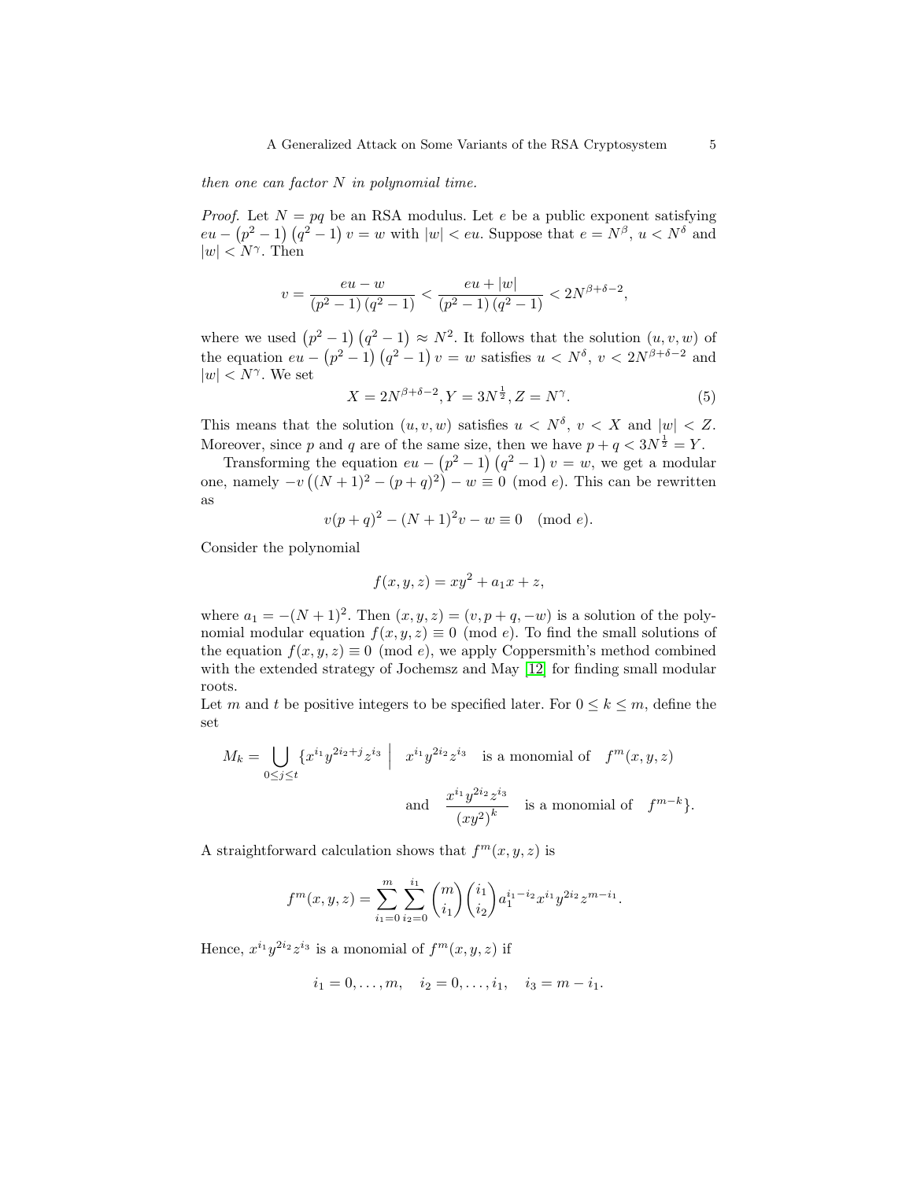*then one can factor $N$ in polynomial time.*

*Proof.* Let $N = pq$ be an RSA modulus. Let $e$ be a public exponent satisfying $eu - \left(p^2 - 1\right)\left(q^2 - 1\right)v = w$ with $|w| < eu$. Suppose that $e = N^\beta$, $u < N^\delta$ and $|w| < N^\gamma$. Then

$$v = \frac{eu - w}{\left(p^2 - 1\right)\left(q^2 - 1\right)} < \frac{eu + |w|}{\left(p^2 - 1\right)\left(q^2 - 1\right)} < 2N^{\beta+\delta-2},$$

where we used $\left(p^2 - 1\right)\left(q^2 - 1\right) \approx N^2$. It follows that the solution $(u, v, w)$ of the equation $eu - \left(p^2 - 1\right)\left(q^2 - 1\right)v = w$ satisfies $u < N^\delta$, $v < 2N^{\beta+\delta-2}$ and $|w| < N^\gamma$. We set

$$X = 2N^{\beta+\delta-2}, Y = 3N^{\frac{1}{2}}, Z = N^\gamma. \tag{5}$$

This means that the solution $(u, v, w)$ satisfies $u < N^\delta$, $v < X$ and $|w| < Z$. Moreover, since $p$ and $q$ are of the same size, then we have $p + q < 3N^{\frac{1}{2}} = Y$.

Transforming the equation $eu - \left(p^2 - 1\right)\left(q^2 - 1\right)v = w$, we get a modular one, namely $-v\left((N+1)^2 - (p+q)^2\right) - w \equiv 0 \pmod{e}$. This can be rewritten as

$$v(p+q)^2 - (N+1)^2 v - w \equiv 0 \pmod{e}.$$

Consider the polynomial

$$f(x, y, z) = xy^2 + a_1 x + z,$$

where $a_1 = -(N+1)^2$. Then $(x, y, z) = (v, p+q, -w)$ is a solution of the polynomial modular equation $f(x, y, z) \equiv 0 \pmod{e}$. To find the small solutions of the equation $f(x, y, z) \equiv 0 \pmod{e}$, we apply Coppersmith's method combined with the extended strategy of Jochemsz and May [12] for finding small modular roots.

Let $m$ and $t$ be positive integers to be specified later. For $0 \leq k \leq m$, define the set

$$M_k = \bigcup_{0 \leq j \leq t} \left\{ x^{i_1} y^{2i_2 + j} z^{i_3} \;\middle|\; x^{i_1} y^{2i_2} z^{i_3} \quad \text{is a monomial of} \quad f^m(x, y, z) \right.$$
$$\left. \text{and} \quad \frac{x^{i_1} y^{2i_2} z^{i_3}}{\left(xy^2\right)^k} \quad \text{is a monomial of} \quad f^{m-k} \right\}.$$

A straightforward calculation shows that $f^m(x, y, z)$ is

$$f^m(x, y, z) = \sum_{i_1=0}^{m} \sum_{i_2=0}^{i_1} \binom{m}{i_1} \binom{i_1}{i_2} a_1^{i_1 - i_2} x^{i_1} y^{2i_2} z^{m-i_1}.$$

Hence, $x^{i_1} y^{2i_2} z^{i_3}$ is a monomial of $f^m(x, y, z)$ if

$$i_1 = 0, \ldots, m, \quad i_2 = 0, \ldots, i_1, \quad i_3 = m - i_1.$$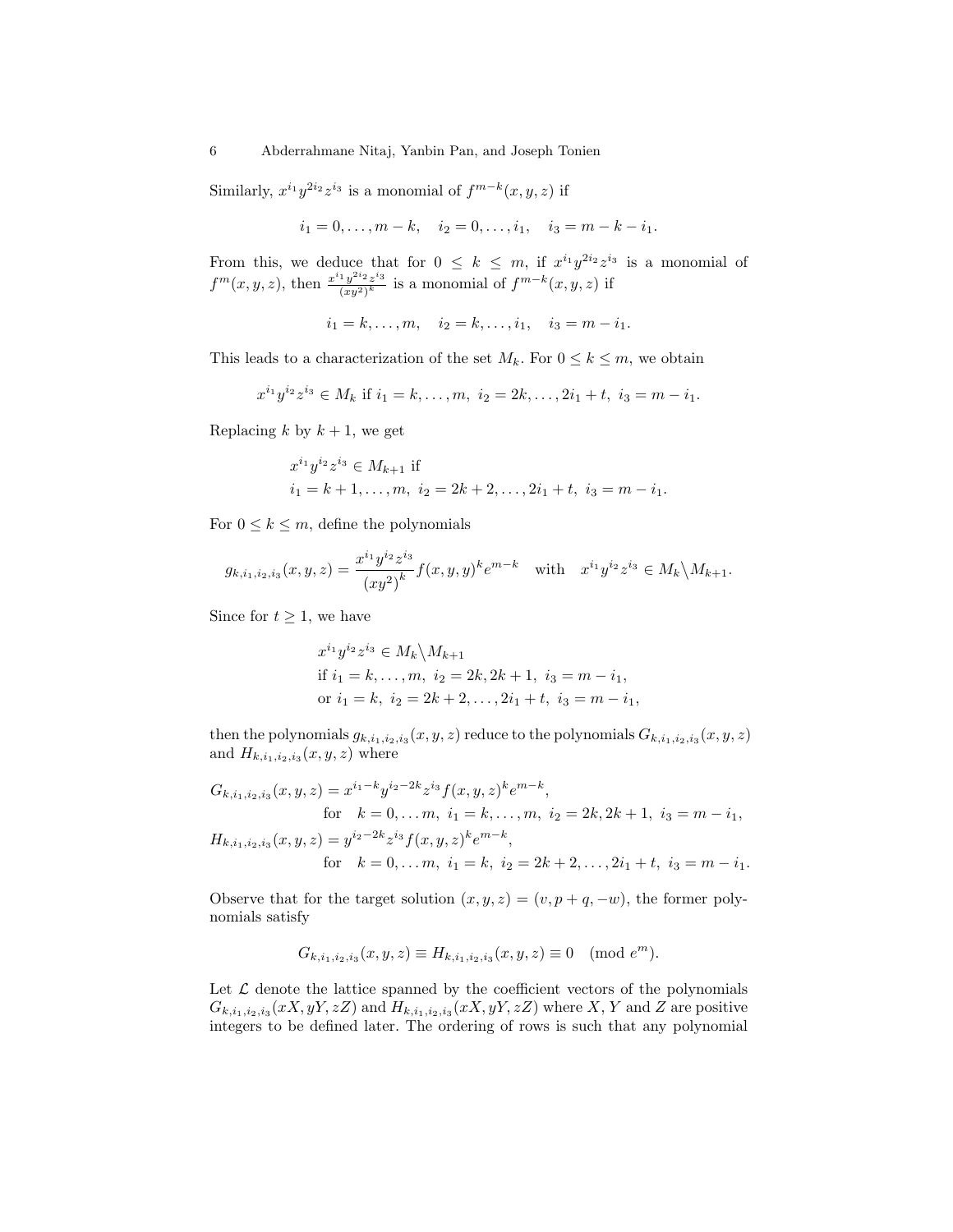Similarly, $x^{i_1}y^{2i_2}z^{i_3}$ is a monomial of $f^{m-k}(x,y,z)$ if

$$i_1 = 0, \ldots, m-k, \quad i_2 = 0, \ldots, i_1, \quad i_3 = m-k-i_1.$$

From this, we deduce that for $0 \leq k \leq m$, if $x^{i_1}y^{2i_2}z^{i_3}$ is a monomial of $f^m(x,y,z)$, then $\frac{x^{i_1}y^{2i_2}z^{i_3}}{(xy^2)^k}$ is a monomial of $f^{m-k}(x,y,z)$ if

$$i_1 = k, \ldots, m, \quad i_2 = k, \ldots, i_1, \quad i_3 = m - i_1.$$

This leads to a characterization of the set $M_k$. For $0 \leq k \leq m$, we obtain

$$x^{i_1}y^{i_2}z^{i_3} \in M_k \text{ if } i_1 = k, \ldots, m, \ i_2 = 2k, \ldots, 2i_1 + t, \ i_3 = m - i_1.$$

Replacing $k$ by $k+1$, we get

$$\begin{aligned}
&x^{i_1}y^{i_2}z^{i_3} \in M_{k+1} \text{ if} \\
&i_1 = k+1, \ldots, m, \ i_2 = 2k+2, \ldots, 2i_1 + t, \ i_3 = m - i_1.
\end{aligned}$$

For $0 \leq k \leq m$, define the polynomials

$$g_{k,i_1,i_2,i_3}(x,y,z) = \frac{x^{i_1}y^{i_2}z^{i_3}}{(xy^2)^k} f(x,y,y)^k e^{m-k} \quad \text{with} \quad x^{i_1}y^{i_2}z^{i_3} \in M_k \setminus M_{k+1}.$$

Since for $t \geq 1$, we have

$$\begin{aligned}
&x^{i_1}y^{i_2}z^{i_3} \in M_k \setminus M_{k+1} \\
&\text{if } i_1 = k, \ldots, m, \ i_2 = 2k, 2k+1, \ i_3 = m - i_1, \\
&\text{or } i_1 = k, \ i_2 = 2k+2, \ldots, 2i_1 + t, \ i_3 = m - i_1,
\end{aligned}$$

then the polynomials $g_{k,i_1,i_2,i_3}(x,y,z)$ reduce to the polynomials $G_{k,i_1,i_2,i_3}(x,y,z)$ and $H_{k,i_1,i_2,i_3}(x,y,z)$ where

$$\begin{aligned}
G_{k,i_1,i_2,i_3}(x,y,z) &= x^{i_1-k}y^{i_2-2k}z^{i_3}f(x,y,z)^k e^{m-k}, \\
&\text{for} \quad k = 0, \ldots m, \ i_1 = k, \ldots, m, \ i_2 = 2k, 2k+1, \ i_3 = m - i_1, \\
H_{k,i_1,i_2,i_3}(x,y,z) &= y^{i_2-2k}z^{i_3}f(x,y,z)^k e^{m-k}, \\
&\text{for} \quad k = 0, \ldots m, \ i_1 = k, \ i_2 = 2k+2, \ldots, 2i_1 + t, \ i_3 = m - i_1.
\end{aligned}$$

Observe that for the target solution $(x,y,z) = (v, p+q, -w)$, the former polynomials satisfy

$$G_{k,i_1,i_2,i_3}(x,y,z) \equiv H_{k,i_1,i_2,i_3}(x,y,z) \equiv 0 \pmod{e^m}.$$

Let $\mathcal{L}$ denote the lattice spanned by the coefficient vectors of the polynomials $G_{k,i_1,i_2,i_3}(xX, yY, zZ)$ and $H_{k,i_1,i_2,i_3}(xX, yY, zZ)$ where $X$, $Y$ and $Z$ are positive integers to be defined later. The ordering of rows is such that any polynomial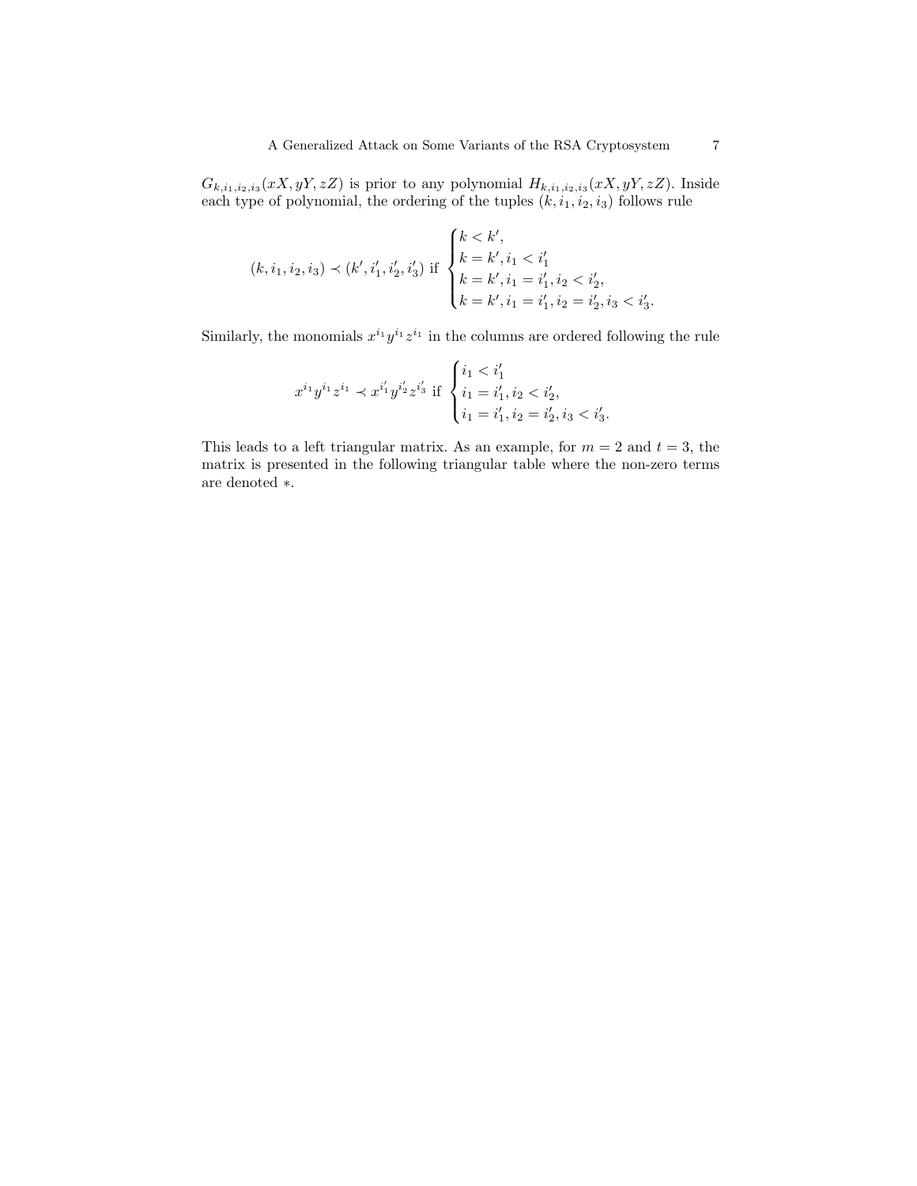$G_{k,i_1,i_2,i_3}(xX, yY, zZ)$ is prior to any polynomial $H_{k,i_1,i_2,i_3}(xX, yY, zZ)$. Inside each type of polynomial, the ordering of the tuples $(k, i_1, i_2, i_3)$ follows rule

$$(k, i_1, i_2, i_3) \prec (k', i'_1, i'_2, i'_3) \text{ if } \begin{cases} k < k', \\ k = k', i_1 < i'_1 \\ k = k', i_1 = i'_1, i_2 < i'_2, \\ k = k', i_1 = i'_1, i_2 = i'_2, i_3 < i'_3. \end{cases}$$

Similarly, the monomials $x^{i_1} y^{i_1} z^{i_1}$ in the columns are ordered following the rule

$$x^{i_1} y^{i_1} z^{i_1} \prec x^{i'_1} y^{i'_2} z^{i'_3} \text{ if } \begin{cases} i_1 < i'_1 \\ i_1 = i'_1, i_2 < i'_2, \\ i_1 = i'_1, i_2 = i'_2, i_3 < i'_3. \end{cases}$$

This leads to a left triangular matrix. As an example, for $m = 2$ and $t = 3$, the matrix is presented in the following triangular table where the non-zero terms are denoted $*$.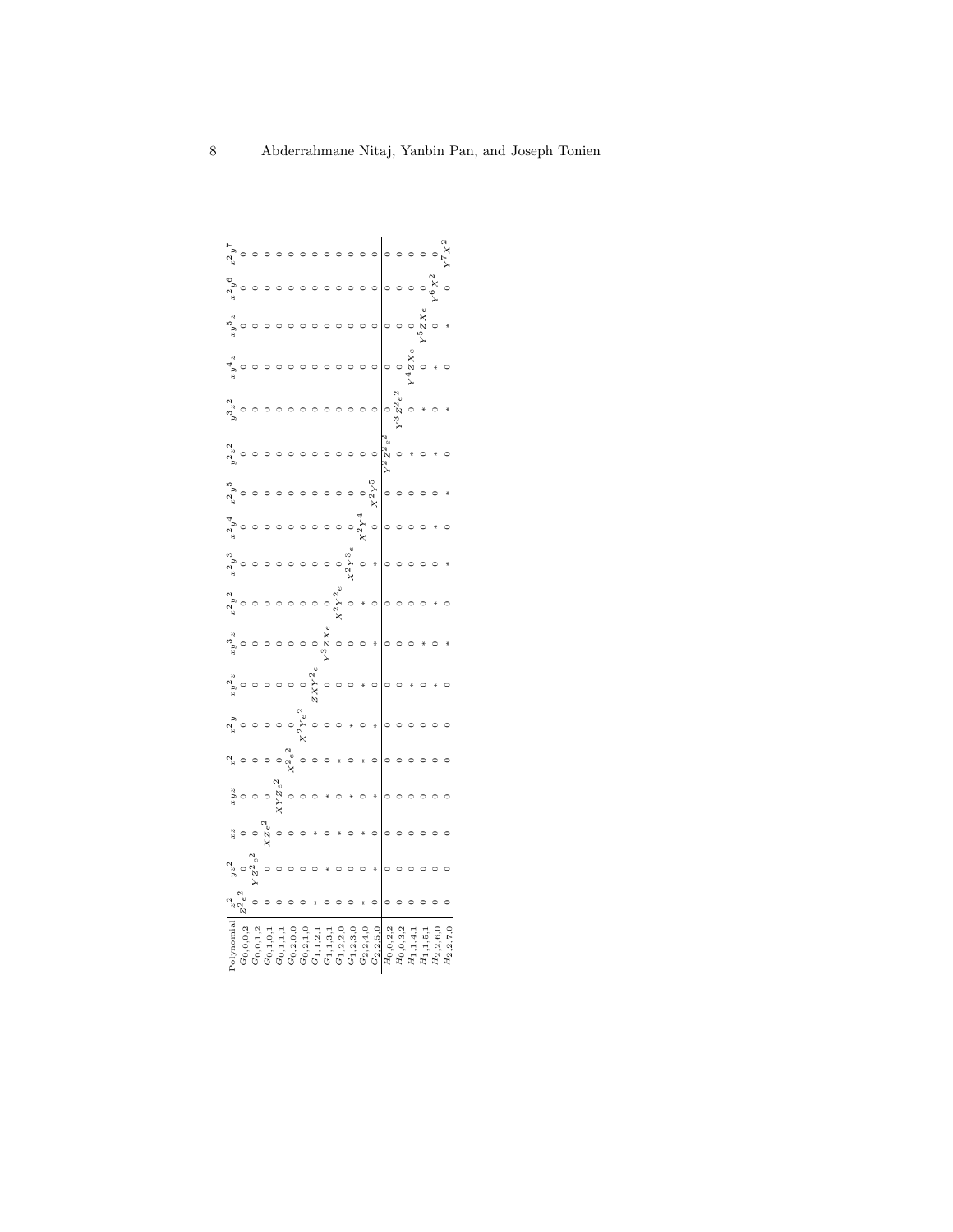| Polynomial | $z^2$ | $yz^2$ | $xz$ | $xyz$ | $x^2$ | $x^2y$ | $xy^2z$ | $xy^3z$ | $x^2y^2$ | $x^2y^3$ | $x^2y^4$ | $x^2y^5$ | $y^2z^2$ | $y^3z^2$ | $xy^4z$ | $xy^5z$ | $x^2y^6$ | $x^2y^7$ |
|---|---|---|---|---|---|---|---|---|---|---|---|---|---|---|---|---|---|---|
| $G_{0,0,0,2}$ | $Z^2e^2$ | 0 | 0 | 0 | 0 | 0 | 0 | 0 | 0 | 0 | 0 | 0 | 0 | 0 | 0 | 0 | 0 | 0 |
| $G_{0,0,1,2}$ | 0 | $YZ^2e^2$ | 0 | 0 | 0 | 0 | 0 | 0 | 0 | 0 | 0 | 0 | 0 | 0 | 0 | 0 | 0 | 0 |
| $G_{0,1,0,1}$ | 0 | 0 | $XZe^2$ | 0 | 0 | 0 | 0 | 0 | 0 | 0 | 0 | 0 | 0 | 0 | 0 | 0 | 0 | 0 |
| $G_{0,1,1,1}$ | 0 | 0 | 0 | $XYZe^2$ | 0 | 0 | 0 | 0 | 0 | 0 | 0 | 0 | 0 | 0 | 0 | 0 | 0 | 0 |
| $G_{0,2,0,0}$ | 0 | 0 | 0 | 0 | $X^2e^2$ | 0 | 0 | 0 | 0 | 0 | 0 | 0 | 0 | 0 | 0 | 0 | 0 | 0 |
| $G_{0,2,1,0}$ | 0 | 0 | 0 | 0 | 0 | $X^2Ye^2$ | 0 | 0 | 0 | 0 | 0 | 0 | 0 | 0 | 0 | 0 | 0 | 0 |
| $G_{1,1,2,1}$ | * | 0 | * | 0 | 0 | 0 | $ZXY^2e$ | 0 | 0 | 0 | 0 | 0 | 0 | 0 | 0 | 0 | 0 | 0 |
| $G_{1,1,3,1}$ | 0 | * | 0 | * | 0 | 0 | 0 | $Y^3ZXe$ | 0 | 0 | 0 | 0 | 0 | 0 | 0 | 0 | 0 | 0 |
| $G_{1,2,2,0}$ | 0 | 0 | * | 0 | * | 0 | 0 | 0 | $X^2Y^2e$ | 0 | 0 | 0 | 0 | 0 | 0 | 0 | 0 | 0 |
| $G_{1,2,3,0}$ | 0 | 0 | 0 | * | 0 | * | 0 | 0 | 0 | $X^2Y^3e$ | 0 | 0 | 0 | 0 | 0 | 0 | 0 | 0 |
| $G_{2,2,4,0}$ | * | 0 | * | 0 | * | 0 | * | 0 | * | 0 | $X^2Y^4$ | 0 | 0 | 0 | 0 | 0 | 0 | 0 |
| $G_{2,2,5,0}$ | 0 | * | 0 | * | 0 | * | 0 | * | 0 | * | 0 | $X^2Y^5$ | 0 | 0 | 0 | 0 | 0 | 0 |
| $H_{0,0,2,2}$ | 0 | 0 | 0 | 0 | 0 | 0 | 0 | 0 | 0 | 0 | 0 | 0 | $Y^2Z^2e^2$ | 0 | 0 | 0 | 0 | 0 |
| $H_{0,0,3,2}$ | 0 | 0 | 0 | 0 | 0 | 0 | 0 | 0 | 0 | 0 | 0 | 0 | 0 | $Y^3Z^2e^2$ | 0 | 0 | 0 | 0 |
| $H_{1,1,4,1}$ | 0 | 0 | 0 | 0 | 0 | 0 | * | 0 | 0 | 0 | 0 | 0 | * | 0 | $Y^4ZXe$ | 0 | 0 | 0 |
| $H_{1,1,5,1}$ | 0 | 0 | 0 | 0 | 0 | 0 | 0 | * | 0 | 0 | 0 | 0 | 0 | * | 0 | $Y^5ZXe$ | 0 | 0 |
| $H_{2,2,6,0}$ | 0 | 0 | 0 | 0 | 0 | 0 | * | 0 | * | 0 | * | 0 | * | 0 | * | 0 | $Y^6X^2$ | 0 |
| $H_{2,2,7,0}$ | 0 | 0 | 0 | 0 | 0 | 0 | 0 | * | 0 | * | 0 | * | 0 | * | 0 | * | 0 | $Y^7X^2$ |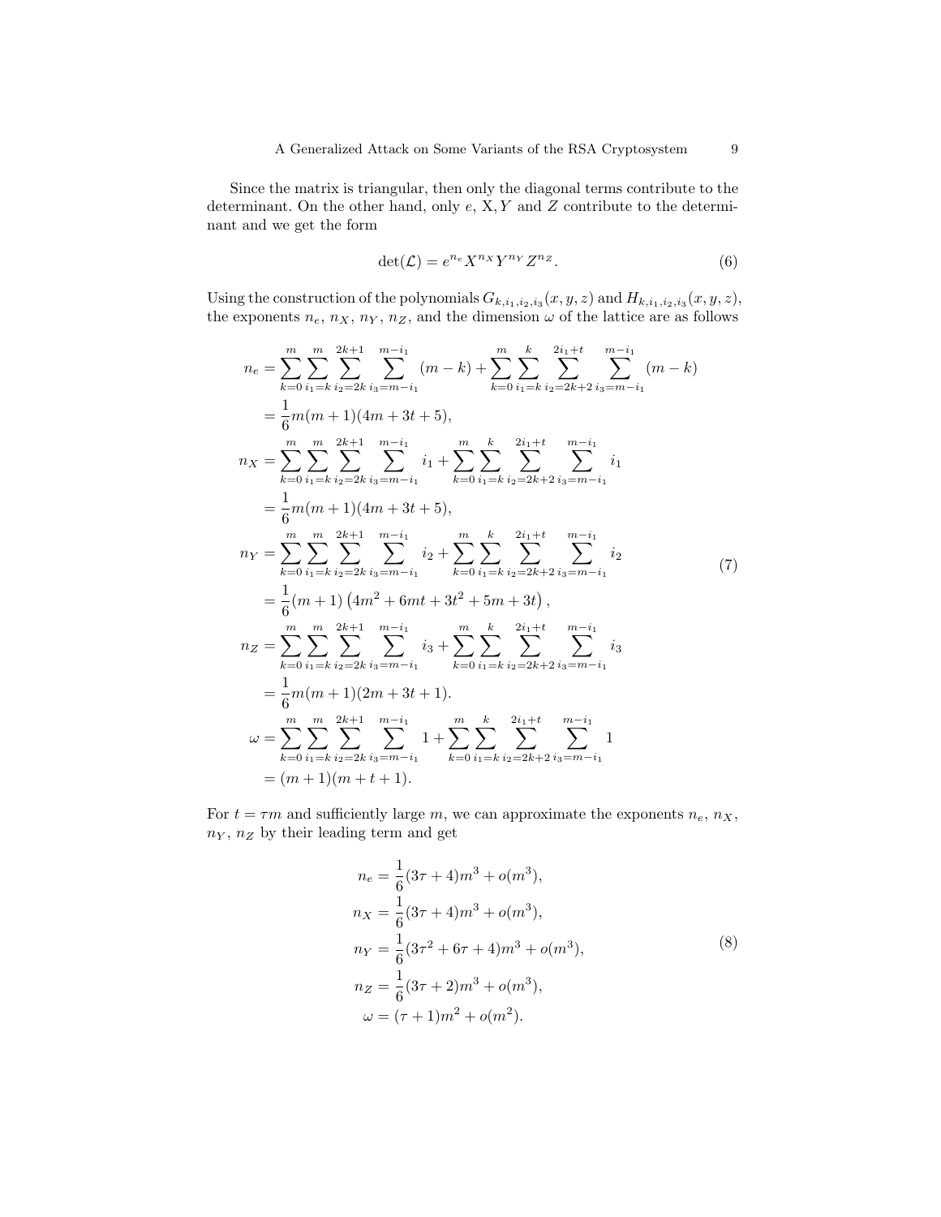Since the matrix is triangular, then only the diagonal terms contribute to the determinant. On the other hand, only $e$, X, $Y$ and $Z$ contribute to the determinant and we get the form

$$\det(\mathcal{L}) = e^{n_e} X^{n_X} Y^{n_Y} Z^{n_Z}. \tag{6}$$

Using the construction of the polynomials $G_{k,i_1,i_2,i_3}(x,y,z)$ and $H_{k,i_1,i_2,i_3}(x,y,z)$, the exponents $n_e$, $n_X$, $n_Y$, $n_Z$, and the dimension $\omega$ of the lattice are as follows

$$\begin{aligned}
n_e &= \sum_{k=0}^{m}\sum_{i_1=k}^{m}\sum_{i_2=2k}^{2k+1}\sum_{i_3=m-i_1}^{m-i_1}(m-k) + \sum_{k=0}^{m}\sum_{i_1=k}^{k}\sum_{i_2=2k+2}^{2i_1+t}\sum_{i_3=m-i_1}^{m-i_1}(m-k)\\
&= \frac{1}{6}m(m+1)(4m+3t+5),\\
n_X &= \sum_{k=0}^{m}\sum_{i_1=k}^{m}\sum_{i_2=2k}^{2k+1}\sum_{i_3=m-i_1}^{m-i_1} i_1 + \sum_{k=0}^{m}\sum_{i_1=k}^{k}\sum_{i_2=2k+2}^{2i_1+t}\sum_{i_3=m-i_1}^{m-i_1} i_1\\
&= \frac{1}{6}m(m+1)(4m+3t+5),\\
n_Y &= \sum_{k=0}^{m}\sum_{i_1=k}^{m}\sum_{i_2=2k}^{2k+1}\sum_{i_3=m-i_1}^{m-i_1} i_2 + \sum_{k=0}^{m}\sum_{i_1=k}^{k}\sum_{i_2=2k+2}^{2i_1+t}\sum_{i_3=m-i_1}^{m-i_1} i_2\\
&= \frac{1}{6}(m+1)\left(4m^2+6mt+3t^2+5m+3t\right),\\
n_Z &= \sum_{k=0}^{m}\sum_{i_1=k}^{m}\sum_{i_2=2k}^{2k+1}\sum_{i_3=m-i_1}^{m-i_1} i_3 + \sum_{k=0}^{m}\sum_{i_1=k}^{k}\sum_{i_2=2k+2}^{2i_1+t}\sum_{i_3=m-i_1}^{m-i_1} i_3\\
&= \frac{1}{6}m(m+1)(2m+3t+1).\\
\omega &= \sum_{k=0}^{m}\sum_{i_1=k}^{m}\sum_{i_2=2k}^{2k+1}\sum_{i_3=m-i_1}^{m-i_1} 1 + \sum_{k=0}^{m}\sum_{i_1=k}^{k}\sum_{i_2=2k+2}^{2i_1+t}\sum_{i_3=m-i_1}^{m-i_1} 1\\
&= (m+1)(m+t+1).
\end{aligned} \tag{7}$$

For $t = \tau m$ and sufficiently large $m$, we can approximate the exponents $n_e$, $n_X$, $n_Y$, $n_Z$ by their leading term and get

$$\begin{aligned}
n_e &= \frac{1}{6}(3\tau+4)m^3 + o(m^3),\\
n_X &= \frac{1}{6}(3\tau+4)m^3 + o(m^3),\\
n_Y &= \frac{1}{6}(3\tau^2+6\tau+4)m^3 + o(m^3),\\
n_Z &= \frac{1}{6}(3\tau+2)m^3 + o(m^3),\\
\omega &= (\tau+1)m^2 + o(m^2).
\end{aligned} \tag{8}$$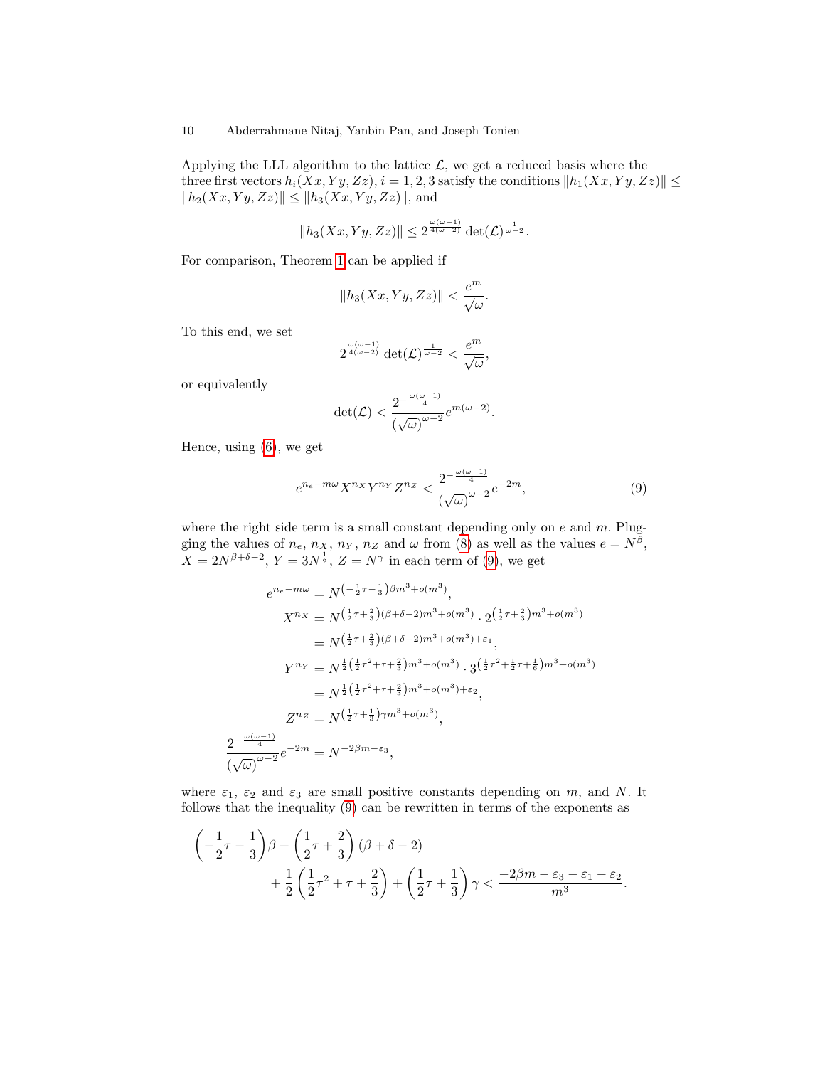Applying the LLL algorithm to the lattice $\mathcal{L}$, we get a reduced basis where the three first vectors $h_i(Xx, Yy, Zz)$, $i = 1, 2, 3$ satisfy the conditions $\|h_1(Xx, Yy, Zz)\| \leq \|h_2(Xx, Yy, Zz)\| \leq \|h_3(Xx, Yy, Zz)\|$, and

$$\|h_3(Xx, Yy, Zz)\| \leq 2^{\frac{\omega(\omega-1)}{4(\omega-2)}} \det(\mathcal{L})^{\frac{1}{\omega-2}}.$$

For comparison, Theorem 1 can be applied if

$$\|h_3(Xx, Yy, Zz)\| < \frac{e^m}{\sqrt{\omega}}.$$

To this end, we set

$$2^{\frac{\omega(\omega-1)}{4(\omega-2)}} \det(\mathcal{L})^{\frac{1}{\omega-2}} < \frac{e^m}{\sqrt{\omega}},$$

or equivalently

$$\det(\mathcal{L}) < \frac{2^{-\frac{\omega(\omega-1)}{4}}}{\left(\sqrt{\omega}\right)^{\omega-2}} e^{m(\omega-2)}.$$

Hence, using (6), we get

$$e^{n_e - m\omega} X^{n_X} Y^{n_Y} Z^{n_Z} < \frac{2^{-\frac{\omega(\omega-1)}{4}}}{\left(\sqrt{\omega}\right)^{\omega-2}} e^{-2m}, \tag{9}$$

where the right side term is a small constant depending only on $e$ and $m$. Plugging the values of $n_e$, $n_X$, $n_Y$, $n_Z$ and $\omega$ from (8) as well as the values $e = N^\beta$, $X = 2N^{\beta+\delta-2}$, $Y = 3N^{\frac{1}{2}}$, $Z = N^\gamma$ in each term of (9), we get

$$\begin{aligned}
e^{n_e - m\omega} &= N^{\left(-\frac{1}{2}\tau - \frac{1}{3}\right)\beta m^3 + o(m^3)}, \\
X^{n_X} &= N^{\left(\frac{1}{2}\tau + \frac{2}{3}\right)(\beta+\delta-2)m^3 + o(m^3)} \cdot 2^{\left(\frac{1}{2}\tau + \frac{2}{3}\right)m^3 + o(m^3)} \\
&= N^{\left(\frac{1}{2}\tau + \frac{2}{3}\right)(\beta+\delta-2)m^3 + o(m^3) + \varepsilon_1}, \\
Y^{n_Y} &= N^{\frac{1}{2}\left(\frac{1}{2}\tau^2 + \tau + \frac{2}{3}\right)m^3 + o(m^3)} \cdot 3^{\left(\frac{1}{2}\tau^2 + \frac{1}{2}\tau + \frac{1}{6}\right)m^3 + o(m^3)} \\
&= N^{\frac{1}{2}\left(\frac{1}{2}\tau^2 + \tau + \frac{2}{3}\right)m^3 + o(m^3) + \varepsilon_2}, \\
Z^{n_Z} &= N^{\left(\frac{1}{2}\tau + \frac{1}{3}\right)\gamma m^3 + o(m^3)}, \\
\frac{2^{-\frac{\omega(\omega-1)}{4}}}{\left(\sqrt{\omega}\right)^{\omega-2}} e^{-2m} &= N^{-2\beta m - \varepsilon_3},
\end{aligned}$$

where $\varepsilon_1$, $\varepsilon_2$ and $\varepsilon_3$ are small positive constants depending on $m$, and $N$. It follows that the inequality (9) can be rewritten in terms of the exponents as

$$\begin{aligned}
\left(-\frac{1}{2}\tau - \frac{1}{3}\right)\beta &+ \left(\frac{1}{2}\tau + \frac{2}{3}\right)(\beta + \delta - 2) \\
&+ \frac{1}{2}\left(\frac{1}{2}\tau^2 + \tau + \frac{2}{3}\right) + \left(\frac{1}{2}\tau + \frac{1}{3}\right)\gamma < \frac{-2\beta m - \varepsilon_3 - \varepsilon_1 - \varepsilon_2}{m^3}.
\end{aligned}$$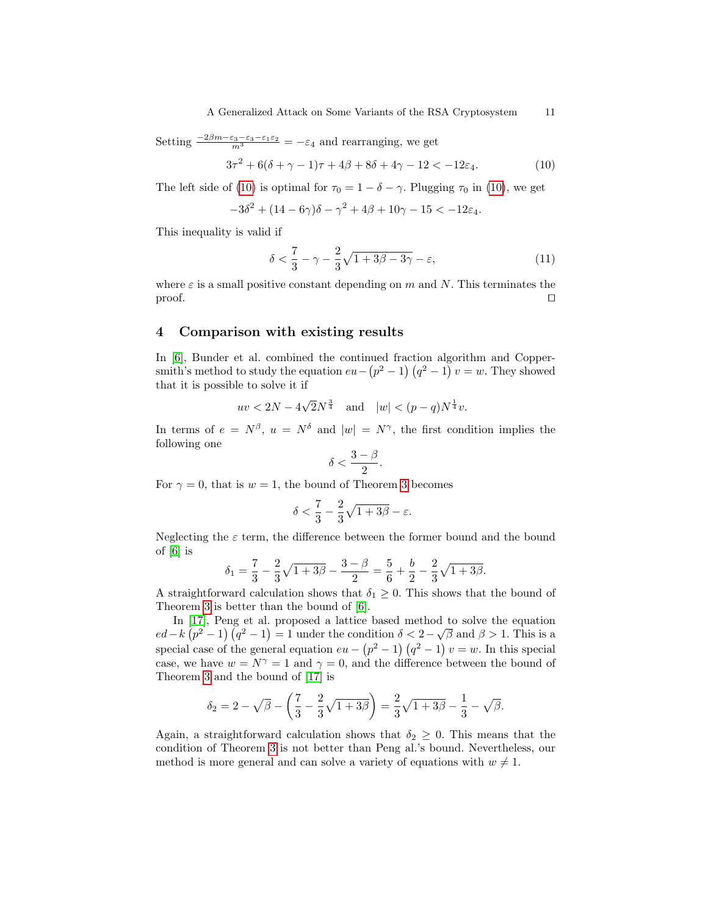Setting $\frac{-2\beta m-\varepsilon_3-\varepsilon_3-\varepsilon_1\varepsilon_2}{m^3} = -\varepsilon_4$ and rearranging, we get

$$3\tau^2 + 6(\delta+\gamma-1)\tau + 4\beta + 8\delta + 4\gamma - 12 < -12\varepsilon_4. \tag{10}$$

The left side of (10) is optimal for $\tau_0 = 1-\delta-\gamma$. Plugging $\tau_0$ in (10), we get

$$-3\delta^2 + (14-6\gamma)\delta - \gamma^2 + 4\beta + 10\gamma - 15 < -12\varepsilon_4.$$

This inequality is valid if

$$\delta < \frac{7}{3} - \gamma - \frac{2}{3}\sqrt{1+3\beta-3\gamma} - \varepsilon, \tag{11}$$

where $\varepsilon$ is a small positive constant depending on $m$ and $N$. This terminates the proof. ☐

## 4 Comparison with existing results

In [6], Bunder et al. combined the continued fraction algorithm and Coppersmith's method to study the equation $eu - \left(p^2-1\right)\left(q^2-1\right)v = w$. They showed that it is possible to solve it if

$$uv < 2N - 4\sqrt{2}N^{\frac{3}{4}} \quad \text{and} \quad |w| < (p-q)N^{\frac{1}{4}}v.$$

In terms of $e = N^\beta$, $u = N^\delta$ and $|w| = N^\gamma$, the first condition implies the following one

$$\delta < \frac{3-\beta}{2}.$$

For $\gamma = 0$, that is $w = 1$, the bound of Theorem 3 becomes

$$\delta < \frac{7}{3} - \frac{2}{3}\sqrt{1+3\beta} - \varepsilon.$$

Neglecting the $\varepsilon$ term, the difference between the former bound and the bound of [6] is

$$\delta_1 = \frac{7}{3} - \frac{2}{3}\sqrt{1+3\beta} - \frac{3-\beta}{2} = \frac{5}{6} + \frac{b}{2} - \frac{2}{3}\sqrt{1+3\beta}.$$

A straightforward calculation shows that $\delta_1 \geq 0$. This shows that the bound of Theorem 3 is better than the bound of [6].

In [17], Peng et al. proposed a lattice based method to solve the equation $ed - k\left(p^2-1\right)\left(q^2-1\right) = 1$ under the condition $\delta < 2 - \sqrt{\beta}$ and $\beta > 1$. This is a special case of the general equation $eu - \left(p^2-1\right)\left(q^2-1\right)v = w$. In this special case, we have $w = N^\gamma = 1$ and $\gamma = 0$, and the difference between the bound of Theorem 3 and the bound of [17] is

$$\delta_2 = 2 - \sqrt{\beta} - \left(\frac{7}{3} - \frac{2}{3}\sqrt{1+3\beta}\right) = \frac{2}{3}\sqrt{1+3\beta} - \frac{1}{3} - \sqrt{\beta}.$$

Again, a straightforward calculation shows that $\delta_2 \geq 0$. This means that the condition of Theorem 3 is not better than Peng al.'s bound. Nevertheless, our method is more general and can solve a variety of equations with $w \neq 1$.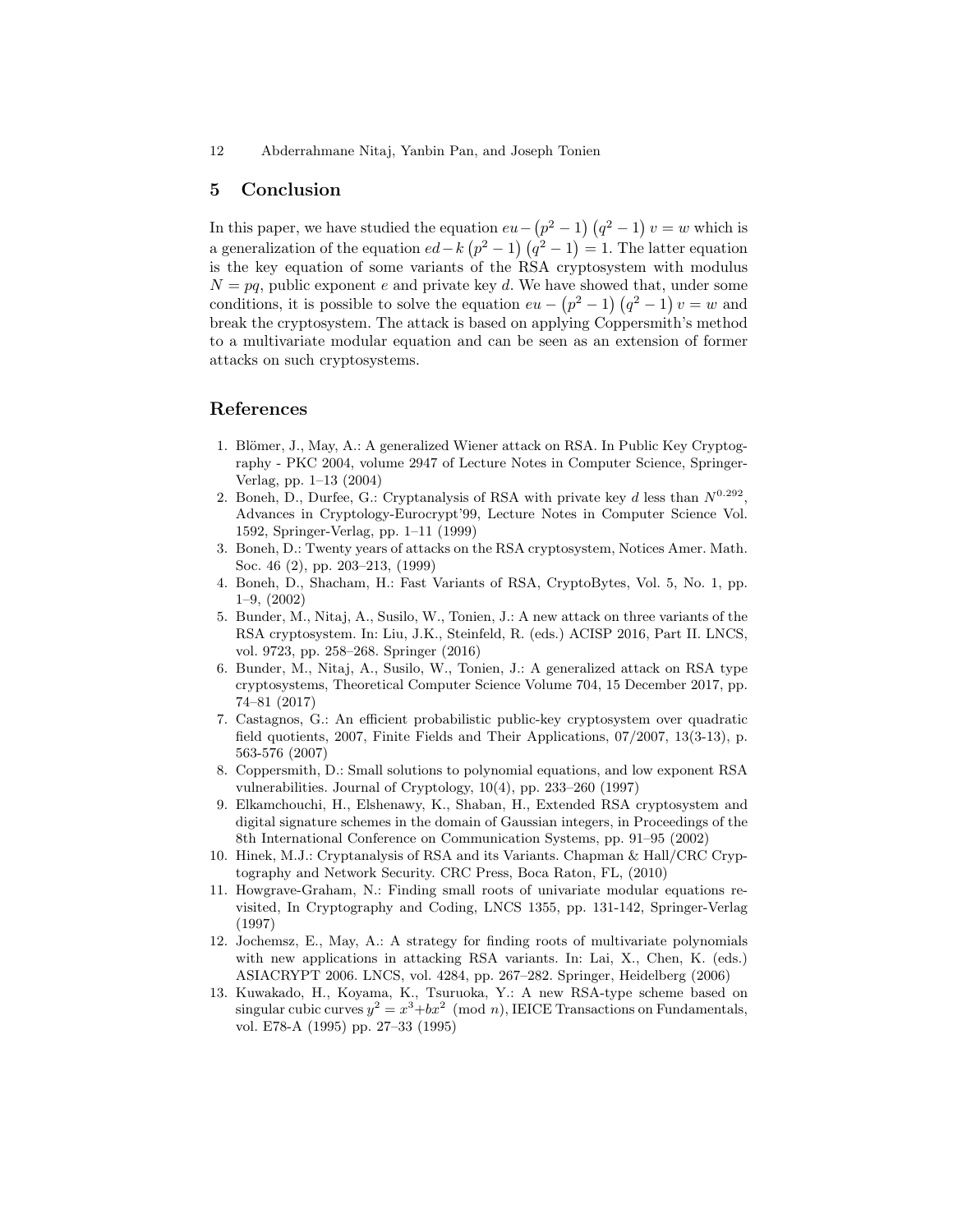## 5 Conclusion

In this paper, we have studied the equation $eu - (p^2-1)(q^2-1)v = w$ which is a generalization of the equation $ed - k(p^2-1)(q^2-1) = 1$. The latter equation is the key equation of some variants of the RSA cryptosystem with modulus $N = pq$, public exponent $e$ and private key $d$. We have showed that, under some conditions, it is possible to solve the equation $eu - (p^2-1)(q^2-1)v = w$ and break the cryptosystem. The attack is based on applying Coppersmith's method to a multivariate modular equation and can be seen as an extension of former attacks on such cryptosystems.

## References

1. Blömer, J., May, A.: A generalized Wiener attack on RSA. In Public Key Cryptography - PKC 2004, volume 2947 of Lecture Notes in Computer Science, Springer-Verlag, pp. 1–13 (2004)
2. Boneh, D., Durfee, G.: Cryptanalysis of RSA with private key $d$ less than $N^{0.292}$, Advances in Cryptology-Eurocrypt'99, Lecture Notes in Computer Science Vol. 1592, Springer-Verlag, pp. 1–11 (1999)
3. Boneh, D.: Twenty years of attacks on the RSA cryptosystem, Notices Amer. Math. Soc. 46 (2), pp. 203–213, (1999)
4. Boneh, D., Shacham, H.: Fast Variants of RSA, CryptoBytes, Vol. 5, No. 1, pp. 1–9, (2002)
5. Bunder, M., Nitaj, A., Susilo, W., Tonien, J.: A new attack on three variants of the RSA cryptosystem. In: Liu, J.K., Steinfeld, R. (eds.) ACISP 2016, Part II. LNCS, vol. 9723, pp. 258–268. Springer (2016)
6. Bunder, M., Nitaj, A., Susilo, W., Tonien, J.: A generalized attack on RSA type cryptosystems, Theoretical Computer Science Volume 704, 15 December 2017, pp. 74–81 (2017)
7. Castagnos, G.: An efficient probabilistic public-key cryptosystem over quadratic field quotients, 2007, Finite Fields and Their Applications, 07/2007, 13(3-13), p. 563-576 (2007)
8. Coppersmith, D.: Small solutions to polynomial equations, and low exponent RSA vulnerabilities. Journal of Cryptology, 10(4), pp. 233–260 (1997)
9. Elkamchouchi, H., Elshenawy, K., Shaban, H., Extended RSA cryptosystem and digital signature schemes in the domain of Gaussian integers, in Proceedings of the 8th International Conference on Communication Systems, pp. 91–95 (2002)
10. Hinek, M.J.: Cryptanalysis of RSA and its Variants. Chapman & Hall/CRC Cryptography and Network Security. CRC Press, Boca Raton, FL, (2010)
11. Howgrave-Graham, N.: Finding small roots of univariate modular equations revisited, In Cryptography and Coding, LNCS 1355, pp. 131-142, Springer-Verlag (1997)
12. Jochemsz, E., May, A.: A strategy for finding roots of multivariate polynomials with new applications in attacking RSA variants. In: Lai, X., Chen, K. (eds.) ASIACRYPT 2006. LNCS, vol. 4284, pp. 267–282. Springer, Heidelberg (2006)
13. Kuwakado, H., Koyama, K., Tsuruoka, Y.: A new RSA-type scheme based on singular cubic curves $y^2 = x^3 + bx^2 \pmod{n}$, IEICE Transactions on Fundamentals, vol. E78-A (1995) pp. 27–33 (1995)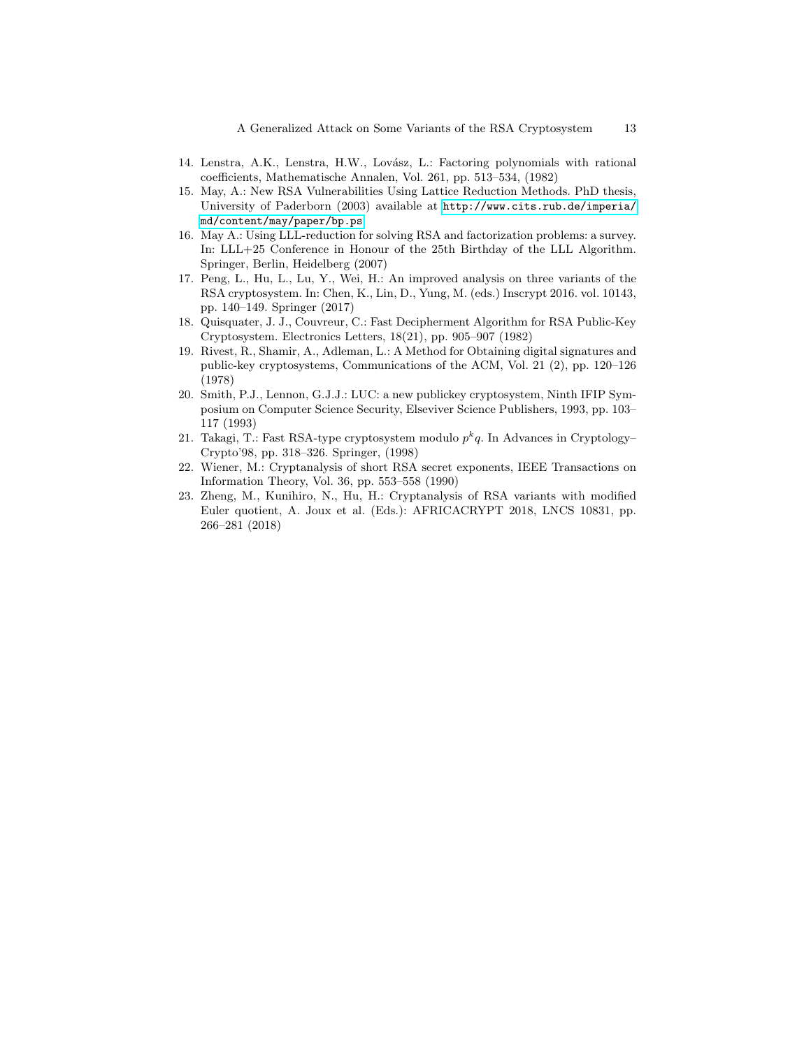14. Lenstra, A.K., Lenstra, H.W., Lovász, L.: Factoring polynomials with rational coefficients, Mathematische Annalen, Vol. 261, pp. 513–534, (1982)
15. May, A.: New RSA Vulnerabilities Using Lattice Reduction Methods. PhD thesis, University of Paderborn (2003) available at http://www.cits.rub.de/imperia/md/content/may/paper/bp.ps
16. May A.: Using LLL-reduction for solving RSA and factorization problems: a survey. In: LLL+25 Conference in Honour of the 25th Birthday of the LLL Algorithm. Springer, Berlin, Heidelberg (2007)
17. Peng, L., Hu, L., Lu, Y., Wei, H.: An improved analysis on three variants of the RSA cryptosystem. In: Chen, K., Lin, D., Yung, M. (eds.) Inscrypt 2016. vol. 10143, pp. 140–149. Springer (2017)
18. Quisquater, J. J., Couvreur, C.: Fast Decipherment Algorithm for RSA Public-Key Cryptosystem. Electronics Letters, 18(21), pp. 905–907 (1982)
19. Rivest, R., Shamir, A., Adleman, L.: A Method for Obtaining digital signatures and public-key cryptosystems, Communications of the ACM, Vol. 21 (2), pp. 120–126 (1978)
20. Smith, P.J., Lennon, G.J.J.: LUC: a new publickey cryptosystem, Ninth IFIP Symposium on Computer Science Security, Elseviver Science Publishers, 1993, pp. 103–117 (1993)
21. Takagi, T.: Fast RSA-type cryptosystem modulo $p^k q$. In Advances in Cryptology–Crypto'98, pp. 318–326. Springer, (1998)
22. Wiener, M.: Cryptanalysis of short RSA secret exponents, IEEE Transactions on Information Theory, Vol. 36, pp. 553–558 (1990)
23. Zheng, M., Kunihiro, N., Hu, H.: Cryptanalysis of RSA variants with modified Euler quotient, A. Joux et al. (Eds.): AFRICACRYPT 2018, LNCS 10831, pp. 266–281 (2018)